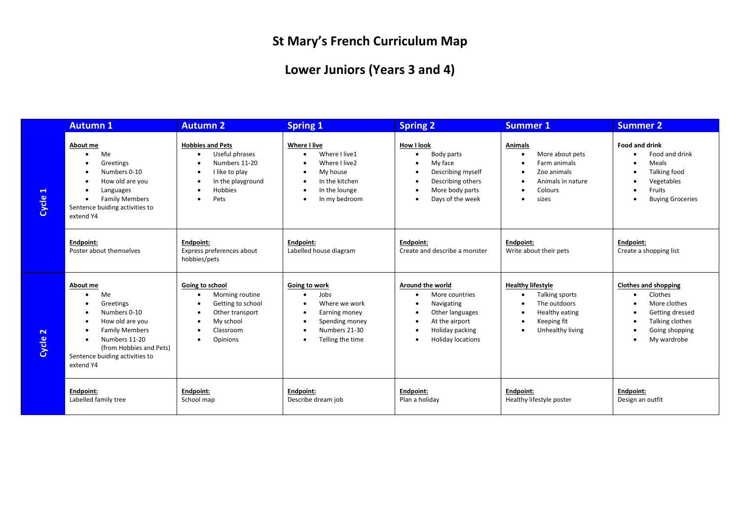# St Mary's French Curriculum Map

## Lower Juniors (Years 3 and 4)

| | Autumn 1 | Autumn 2 | Spring 1 | Spring 2 | Summer 1 | Summer 2 |
|---|---|---|---|---|---|---|
| Cycle 1 | **About me**<br>• Me<br>• Greetings<br>• Numbers 0-10<br>• How old are you<br>• Languages<br>• Family Members<br>Sentence buiding activities to extend Y4 | **Hobbies and Pets**<br>• Useful phrases<br>• Numbers 11-20<br>• I like to play<br>• In the playground<br>• Hobbies<br>• Pets | **Where I live**<br>• Where I live1<br>• Where I live2<br>• My house<br>• In the kitchen<br>• In the lounge<br>• In my bedroom | **How I look**<br>• Body parts<br>• My face<br>• Describing myself<br>• Describing others<br>• More body parts<br>• Days of the week | **Animals**<br>• More about pets<br>• Farm animals<br>• Zoo animals<br>• Animals in nature<br>• Colours<br>• sizes | **Food and drink**<br>• Food and drink<br>• Meals<br>• Talking food<br>• Vegetables<br>• Fruits<br>• Buying Groceries |
| | **Endpoint:**<br>Poster about themselves | **Endpoint:**<br>Express preferences about hobbies/pets | **Endpoint:**<br>Labelled house diagram | **Endpoint:**<br>Create and describe a monster | **Endpoint:**<br>Write about their pets | **Endpoint:**<br>Create a shopping list |
| Cycle 2 | **About me**<br>• Me<br>• Greetings<br>• Numbers 0-10<br>• How old are you<br>• Family Members<br>• Numbers 11-20 (from Hobbies and Pets)<br>Sentence buiding activities to extend Y4 | **Going to school**<br>• Morning routine<br>• Getting to school<br>• Other transport<br>• My school<br>• Classroom<br>• Opinions | **Going to work**<br>• Jobs<br>• Where we work<br>• Earning money<br>• Spending money<br>• Numbers 21-30<br>• Telling the time | **Around the world**<br>• More countries<br>• Navigating<br>• Other languages<br>• At the airport<br>• Holiday packing<br>• Holiday locations | **Healthy lifestyle**<br>• Talking sports<br>• The outdoors<br>• Healthy eating<br>• Keeping fit<br>• Unhealthy living | **Clothes and shopping**<br>• Clothes<br>• More clothes<br>• Getting dressed<br>• Talking clothes<br>• Going shopping<br>• My wardrobe |
| | **Endpoint:**<br>Labelled family tree | **Endpoint:**<br>School map | **Endpoint:**<br>Describe dream job | **Endpoint:**<br>Plan a holiday | **Endpoint:**<br>Healthy lifestyle poster | **Endpoint:**<br>Design an outfit |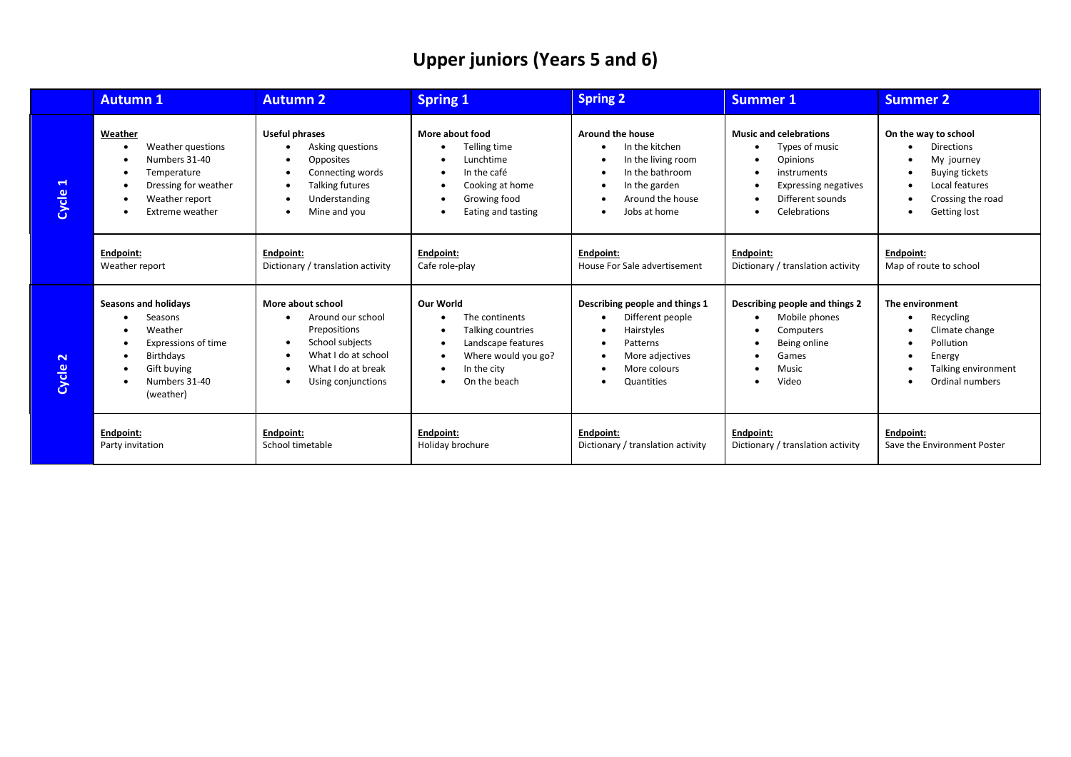# Upper juniors (Years 5 and 6)

| | Autumn 1 | Autumn 2 | Spring 1 | Spring 2 | Summer 1 | Summer 2 |
|---|---|---|---|---|---|---|
| **Cycle 1** | **Weather**<br>• Weather questions<br>• Numbers 31-40<br>• Temperature<br>• Dressing for weather<br>• Weather report<br>• Extreme weather | **Useful phrases**<br>• Asking questions<br>• Opposites<br>• Connecting words<br>• Talking futures<br>• Understanding<br>• Mine and you | **More about food**<br>• Telling time<br>• Lunchtime<br>• In the café<br>• Cooking at home<br>• Growing food<br>• Eating and tasting | **Around the house**<br>• In the kitchen<br>• In the living room<br>• In the bathroom<br>• In the garden<br>• Around the house<br>• Jobs at home | **Music and celebrations**<br>• Types of music<br>• Opinions<br>• instruments<br>• Expressing negatives<br>• Different sounds<br>• Celebrations | **On the way to school**<br>• Directions<br>• My journey<br>• Buying tickets<br>• Local features<br>• Crossing the road<br>• Getting lost |
| | **Endpoint:**<br>Weather report | **Endpoint:**<br>Dictionary / translation activity | **Endpoint:**<br>Cafe role-play | **Endpoint:**<br>House For Sale advertisement | **Endpoint:**<br>Dictionary / translation activity | **Endpoint:**<br>Map of route to school |
| **Cycle 2** | **Seasons and holidays**<br>• Seasons<br>• Weather<br>• Expressions of time<br>• Birthdays<br>• Gift buying<br>• Numbers 31-40 (weather) | **More about school**<br>• Around our school Prepositions<br>• School subjects<br>• What I do at school<br>• What I do at break<br>• Using conjunctions | **Our World**<br>• The continents<br>• Talking countries<br>• Landscape features<br>• Where would you go?<br>• In the city<br>• On the beach | **Describing people and things 1**<br>• Different people<br>• Hairstyles<br>• Patterns<br>• More adjectives<br>• More colours<br>• Quantities | **Describing people and things 2**<br>• Mobile phones<br>• Computers<br>• Being online<br>• Games<br>• Music<br>• Video | **The environment**<br>• Recycling<br>• Climate change<br>• Pollution<br>• Energy<br>• Talking environment<br>• Ordinal numbers |
| | **Endpoint:**<br>Party invitation | **Endpoint:**<br>School timetable | **Endpoint:**<br>Holiday brochure | **Endpoint:**<br>Dictionary / translation activity | **Endpoint:**<br>Dictionary / translation activity | **Endpoint:**<br>Save the Environment Poster |